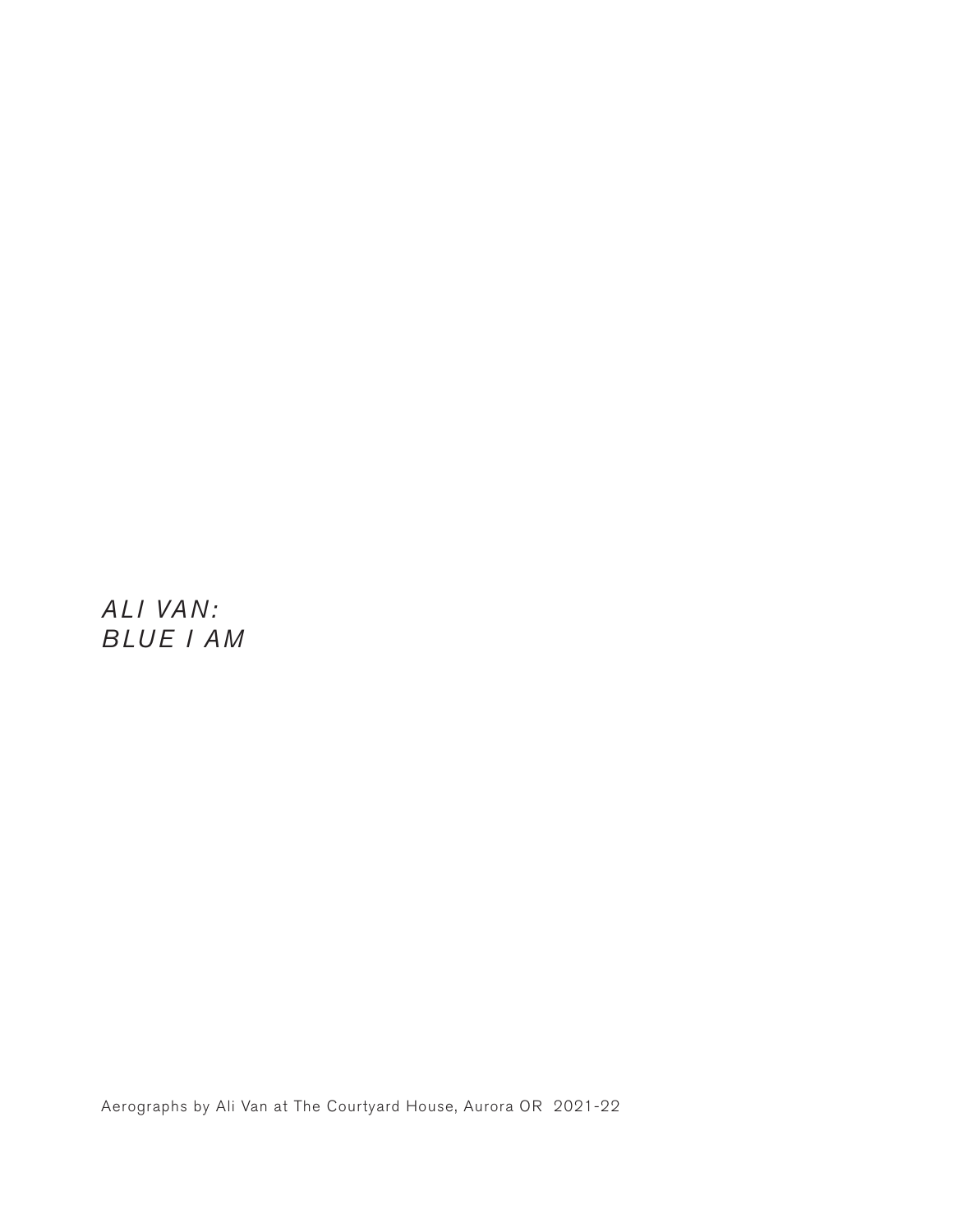# *ALI VAN: BLUE I AM*

Aerographs by Ali Van at The Courtyard House, Aurora OR 2021-22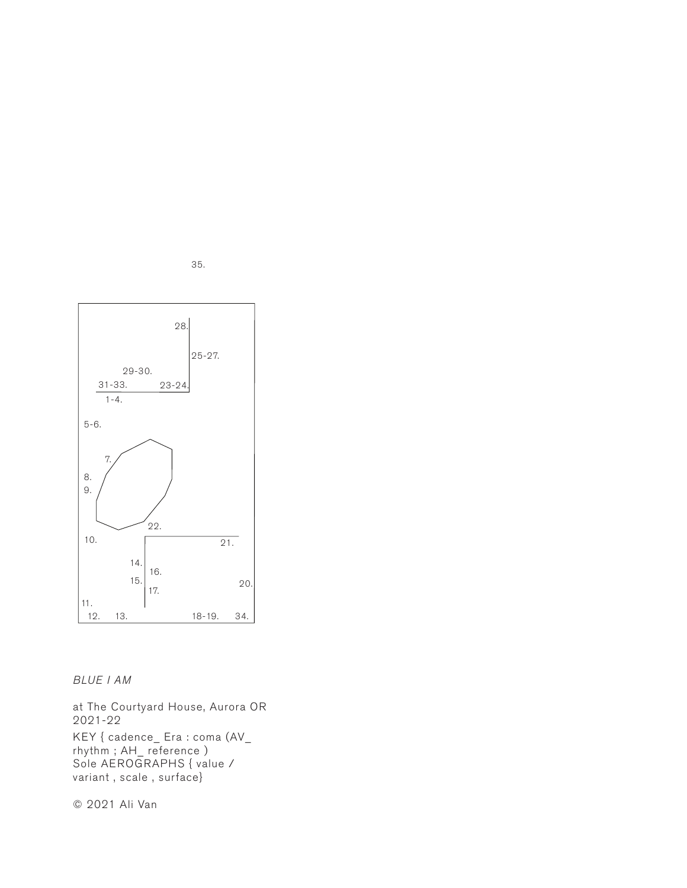35.

28.

25-27.

29-30.

31-33. 23-24.

1-4.

5-6.

7.

8.

9.

22.

10. 21.

14. 16.

15. 20.

17.

11.

12. 13. 18-19. 34.

*BLUE I AM*

at The Courtyard House, Aurora OR
2021-22

KEY { cadence_ Era : coma (AV_ rhythm ; AH_ reference )
Sole AEROGRAPHS { value / variant , scale , surface}

© 2021 Ali Van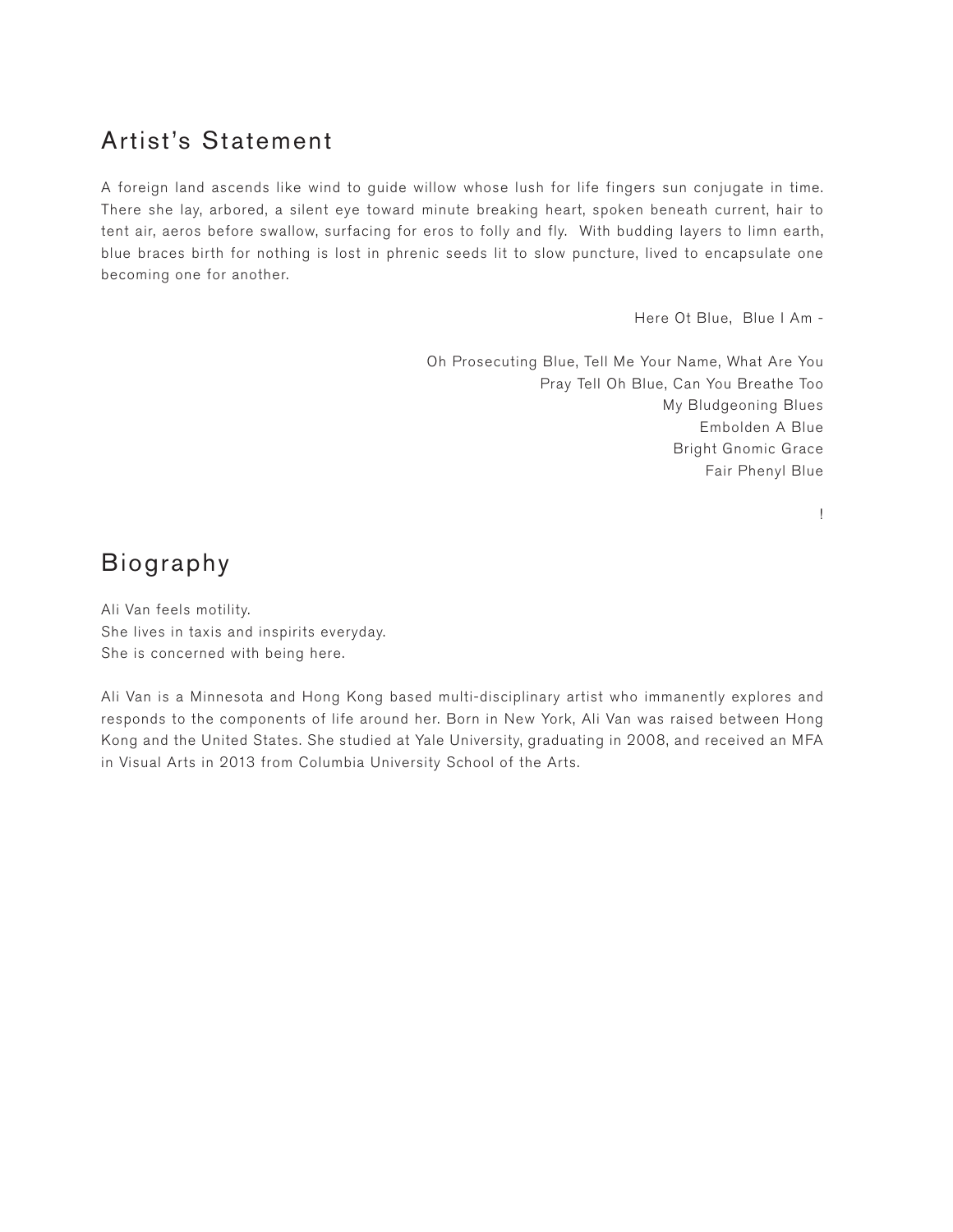## Artist's Statement

A foreign land ascends like wind to guide willow whose lush for life fingers sun conjugate in time. There she lay, arbored, a silent eye toward minute breaking heart, spoken beneath current, hair to tent air, aeros before swallow, surfacing for eros to folly and fly. With budding layers to limn earth, blue braces birth for nothing is lost in phrenic seeds lit to slow puncture, lived to encapsulate one becoming one for another.

Here Ot Blue, Blue I Am -

Oh Prosecuting Blue, Tell Me Your Name, What Are You
Pray Tell Oh Blue, Can You Breathe Too
My Bludgeoning Blues
Embolden A Blue
Bright Gnomic Grace
Fair Phenyl Blue

!

## Biography

Ali Van feels motility.
She lives in taxis and inspirits everyday.
She is concerned with being here.

Ali Van is a Minnesota and Hong Kong based multi-disciplinary artist who immanently explores and responds to the components of life around her. Born in New York, Ali Van was raised between Hong Kong and the United States. She studied at Yale University, graduating in 2008, and received an MFA in Visual Arts in 2013 from Columbia University School of the Arts.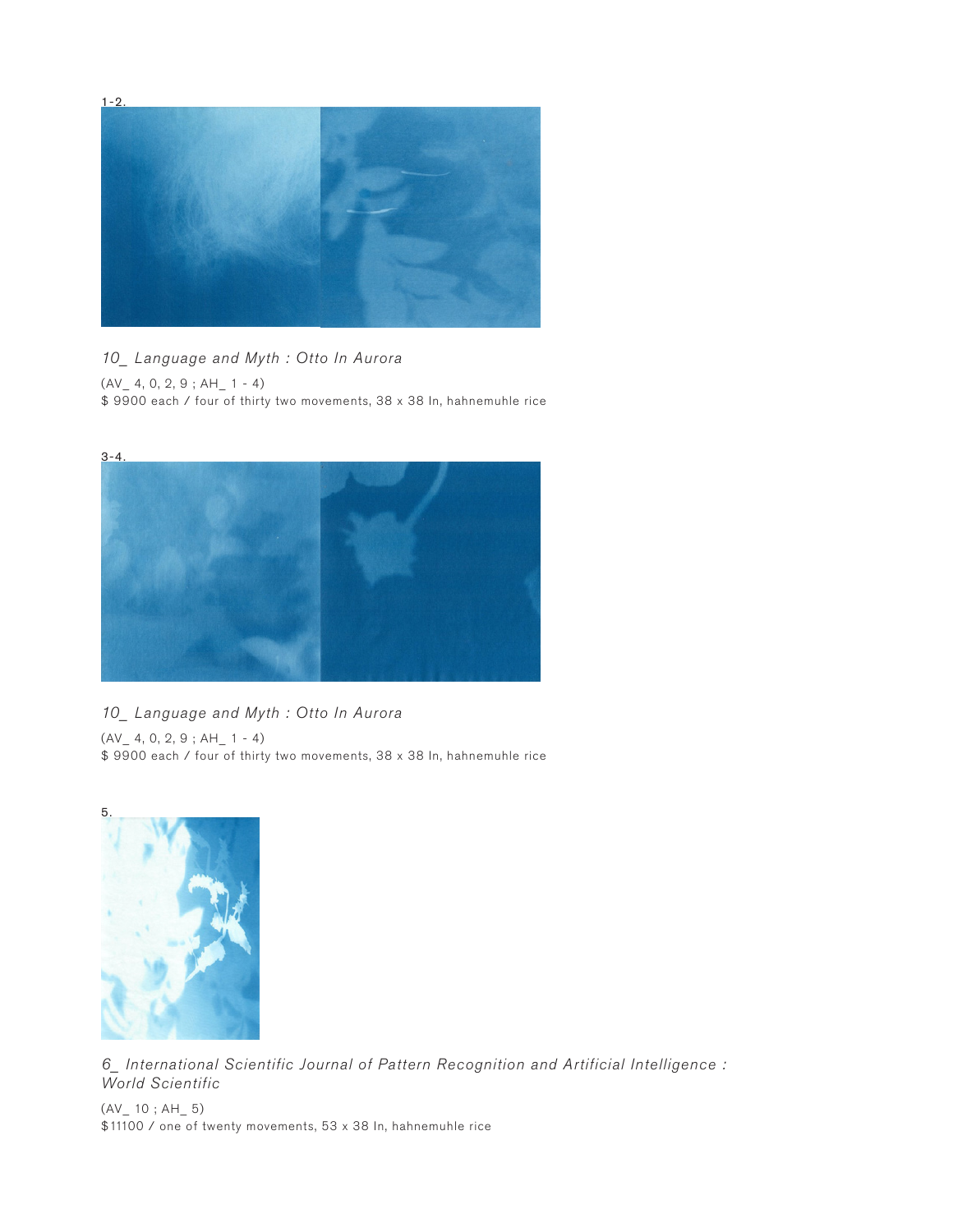1-2.

*10_ Language and Myth : Otto In Aurora*

(AV_ 4, 0, 2, 9 ; AH_ 1 - 4)
$ 9900 each / four of thirty two movements, 38 x 38 In, hahnemuhle rice

3-4.

*10_ Language and Myth : Otto In Aurora*

(AV_ 4, 0, 2, 9 ; AH_ 1 - 4)
$ 9900 each / four of thirty two movements, 38 x 38 In, hahnemuhle rice

5.

*6_ International Scientific Journal of Pattern Recognition and Artificial Intelligence : World Scientific*

(AV_ 10 ; AH_ 5)
$11100 / one of twenty movements, 53 x 38 In, hahnemuhle rice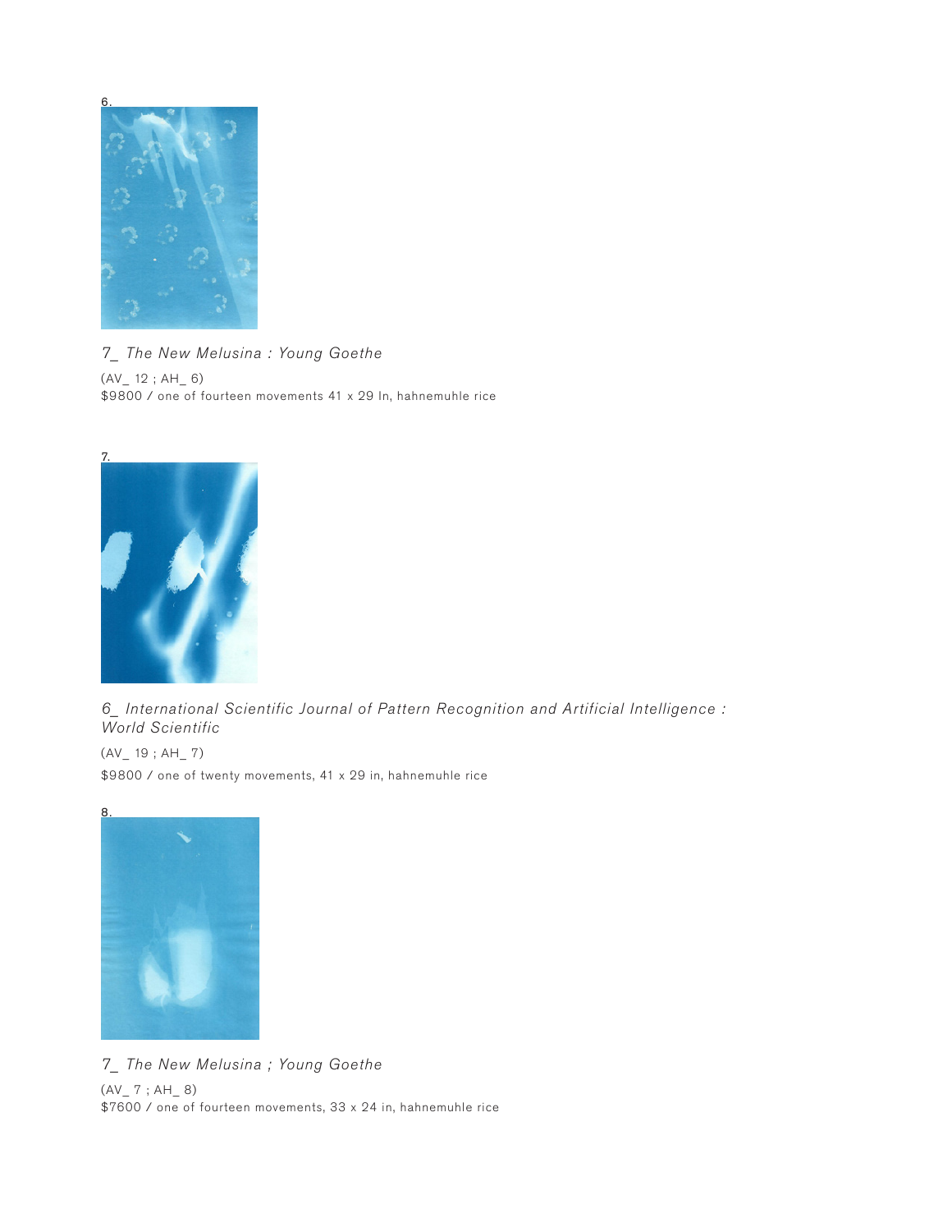6.

*7_ The New Melusina : Young Goethe*

(AV_ 12 ; AH_ 6)
$9800 / one of fourteen movements 41 x 29 In, hahnemuhle rice

7.

*6_ International Scientific Journal of Pattern Recognition and Artificial Intelligence : World Scientific*

(AV_ 19 ; AH_ 7)

$9800 / one of twenty movements, 41 x 29 in, hahnemuhle rice

8.

*7_ The New Melusina ; Young Goethe*

(AV_ 7 ; AH_ 8)
$7600 / one of fourteen movements, 33 x 24 in, hahnemuhle rice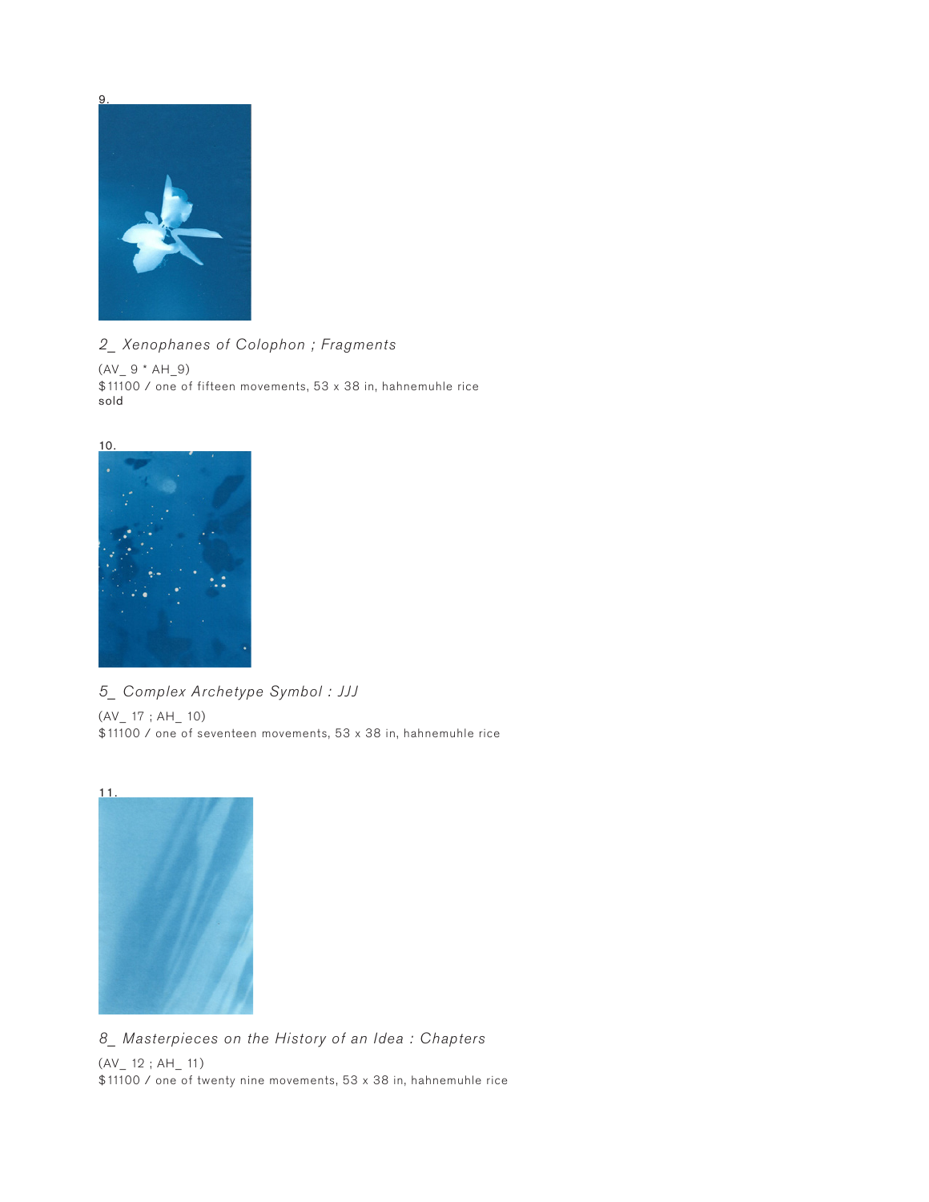9.

*2_ Xenophanes of Colophon ; Fragments*

(AV_ 9 * AH_9)
$11100 / one of fifteen movements, 53 x 38 in, hahnemuhle rice
sold

10.

*5_ Complex Archetype Symbol : JJJ*

(AV_ 17 ; AH_ 10)
$11100 / one of seventeen movements, 53 x 38 in, hahnemuhle rice

11.

*8_ Masterpieces on the History of an Idea : Chapters*

(AV_ 12 ; AH_ 11)
$11100 / one of twenty nine movements, 53 x 38 in, hahnemuhle rice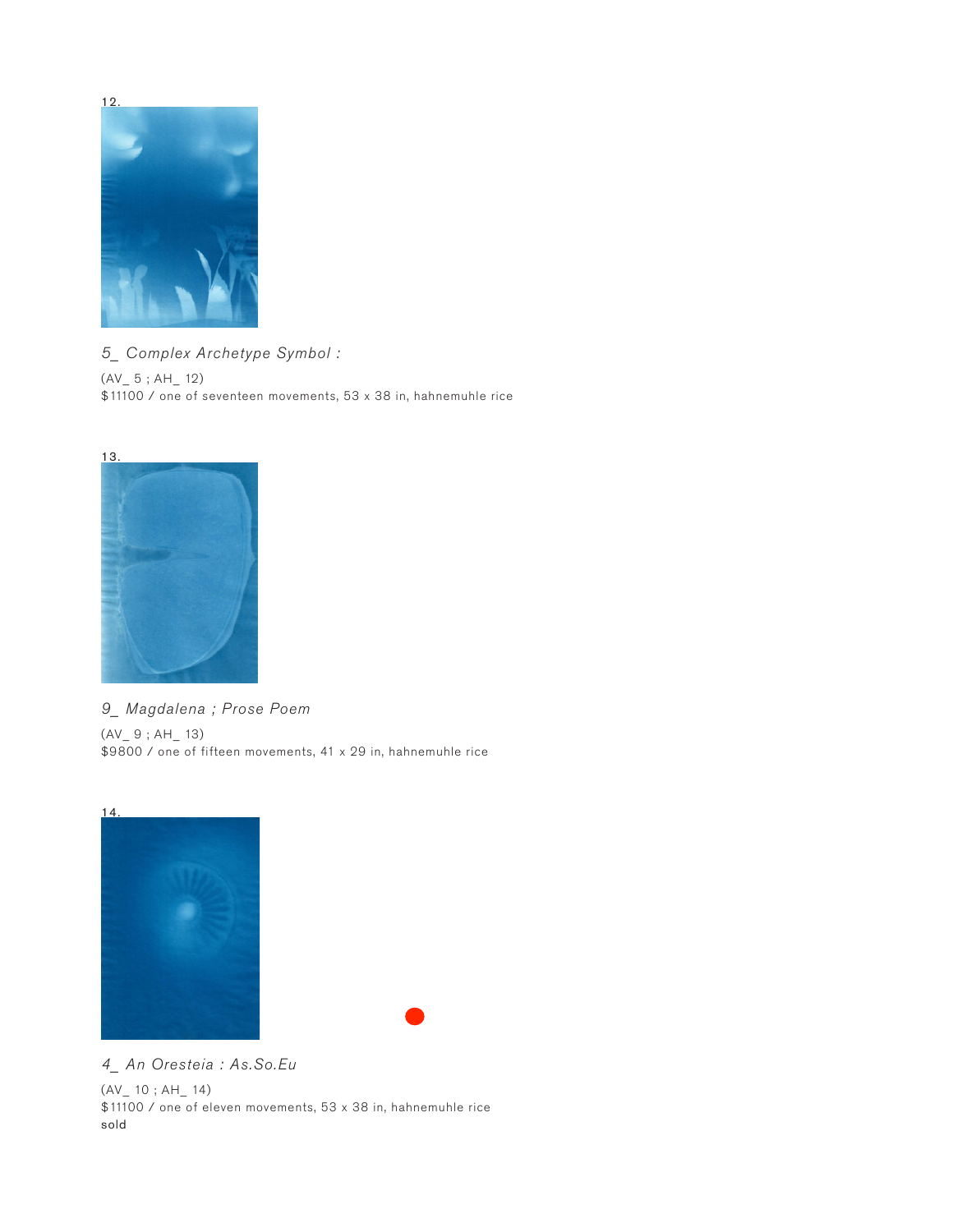12.

*5_ Complex Archetype Symbol :*

(AV_ 5 ; AH_ 12)
$11100 / one of seventeen movements, 53 x 38 in, hahnemuhle rice

13.

*9_ Magdalena ; Prose Poem*

(AV_ 9 ; AH_ 13)
$9800 / one of fifteen movements, 41 x 29 in, hahnemuhle rice

14.

*4_ An Oresteia : As.So.Eu*

(AV_ 10 ; AH_ 14)
$11100 / one of eleven movements, 53 x 38 in, hahnemuhle rice
sold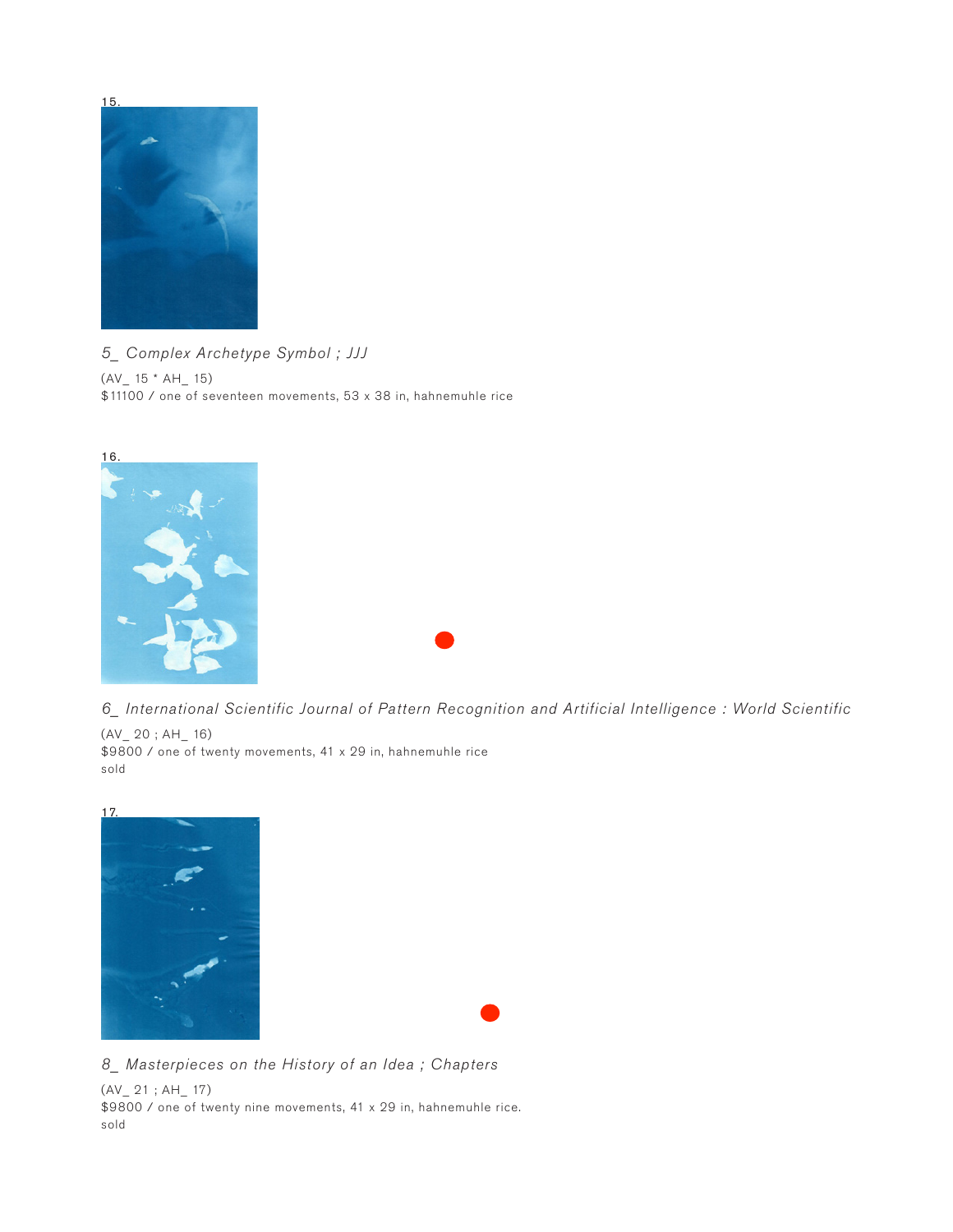15.

*5_ Complex Archetype Symbol ; JJJ*

(AV_ 15 * AH_ 15)
$11100 / one of seventeen movements, 53 x 38 in, hahnemuhle rice

16.

*6_ International Scientific Journal of Pattern Recognition and Artificial Intelligence : World Scientific*

(AV_ 20 ; AH_ 16)
$9800 / one of twenty movements, 41 x 29 in, hahnemuhle rice
sold

17.

*8_ Masterpieces on the History of an Idea ; Chapters*

(AV_ 21 ; AH_ 17)
$9800 / one of twenty nine movements, 41 x 29 in, hahnemuhle rice.
sold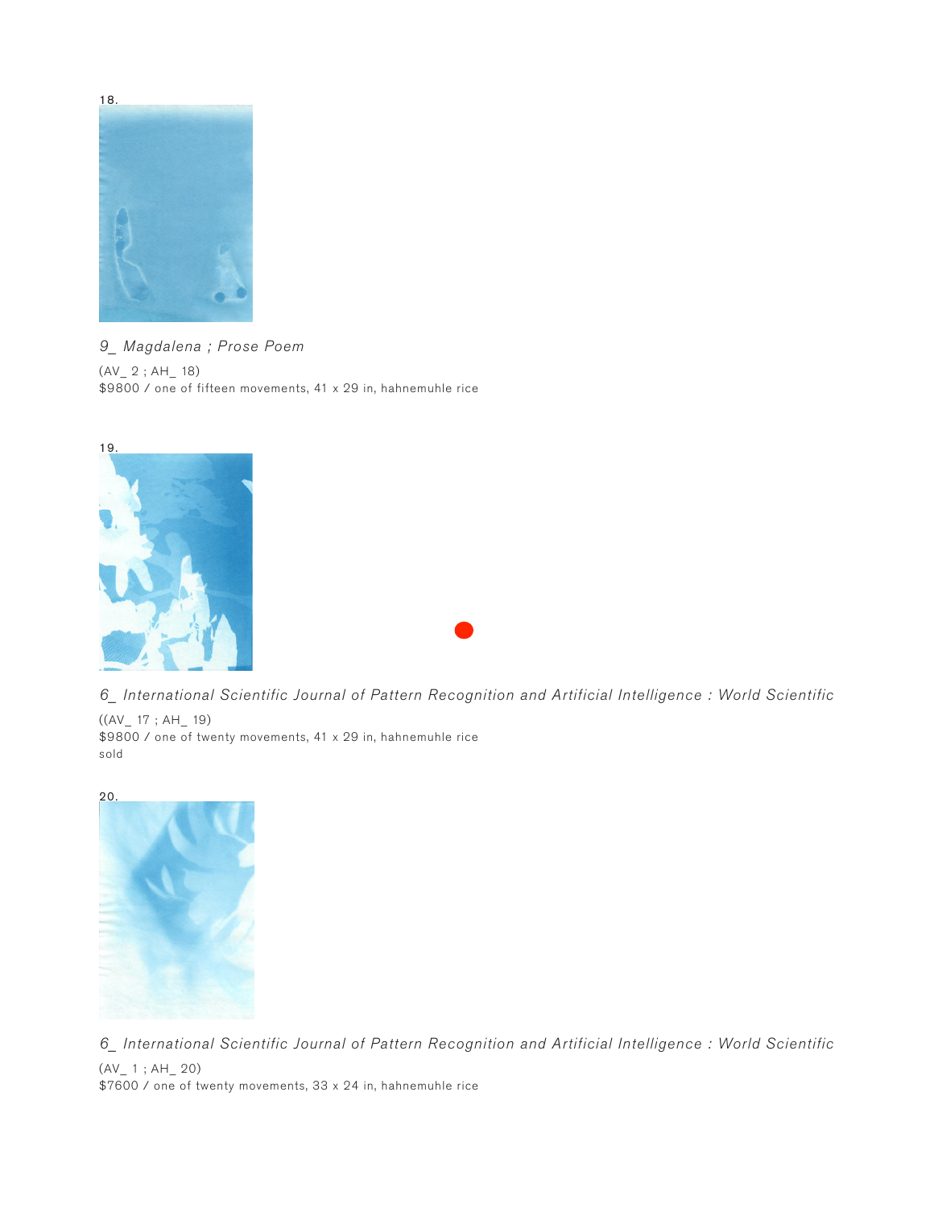18.

*9_ Magdalena ; Prose Poem*

(AV_ 2 ; AH_ 18)
$9800 / one of fifteen movements, 41 x 29 in, hahnemuhle rice

19.

*6_ International Scientific Journal of Pattern Recognition and Artificial Intelligence : World Scientific*

((AV_ 17 ; AH_ 19)
$9800 / one of twenty movements, 41 x 29 in, hahnemuhle rice
sold

20.

*6_ International Scientific Journal of Pattern Recognition and Artificial Intelligence : World Scientific*

(AV_ 1 ; AH_ 20)
$7600 / one of twenty movements, 33 x 24 in, hahnemuhle rice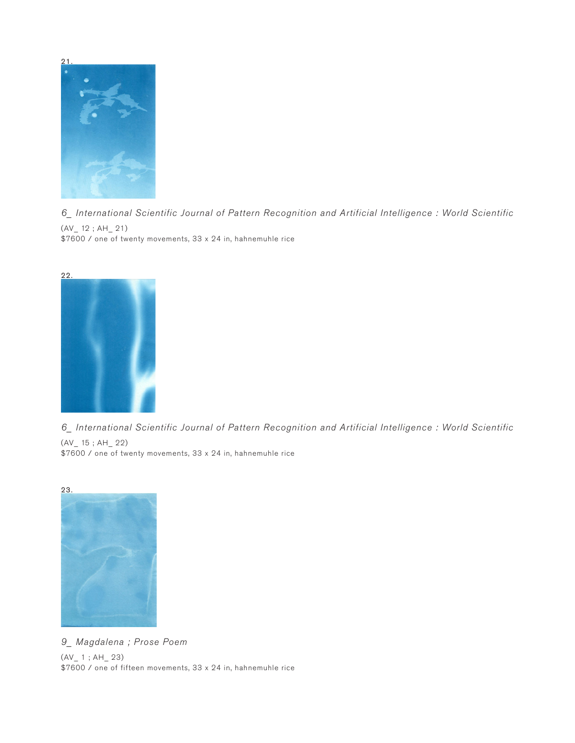21.

*6_ International Scientific Journal of Pattern Recognition and Artificial Intelligence : World Scientific*

(AV_ 12 ; AH_ 21)
$7600 / one of twenty movements, 33 x 24 in, hahnemuhle rice

22.

*6_ International Scientific Journal of Pattern Recognition and Artificial Intelligence : World Scientific*

(AV_ 15 ; AH_ 22)
$7600 / one of twenty movements, 33 x 24 in, hahnemuhle rice

23.

*9_ Magdalena ; Prose Poem*

(AV_ 1 ; AH_ 23)
$7600 / one of fifteen movements, 33 x 24 in, hahnemuhle rice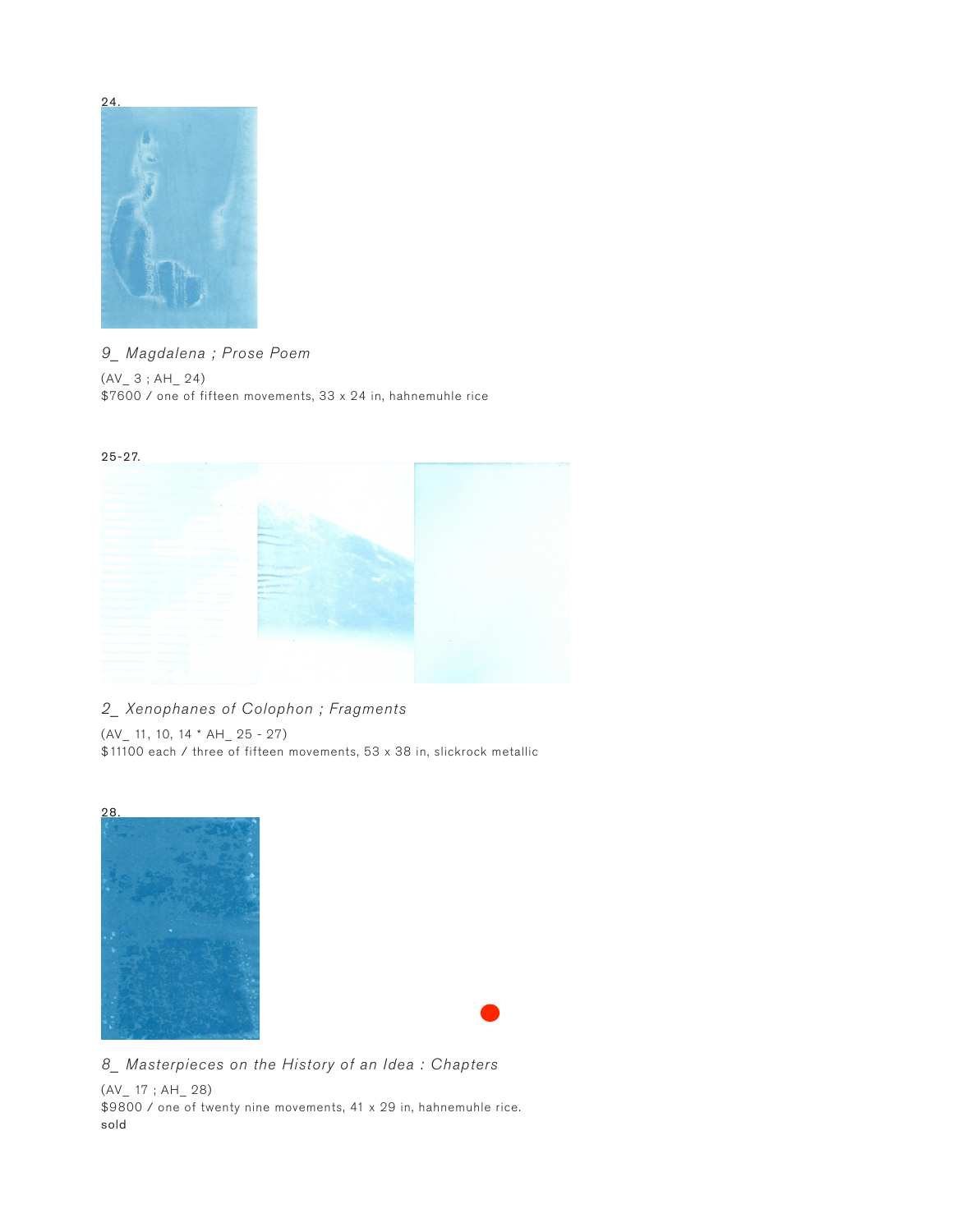24.

*9_ Magdalena ; Prose Poem*

(AV_ 3 ; AH_ 24)
$7600 / one of fifteen movements, 33 x 24 in, hahnemuhle rice

25-27.

*2_ Xenophanes of Colophon ; Fragments*

(AV_ 11, 10, 14 * AH_ 25 - 27)
$11100 each / three of fifteen movements, 53 x 38 in, slickrock metallic

28.

*8_ Masterpieces on the History of an Idea : Chapters*

(AV_ 17 ; AH_ 28)
$9800 / one of twenty nine movements, 41 x 29 in, hahnemuhle rice.
sold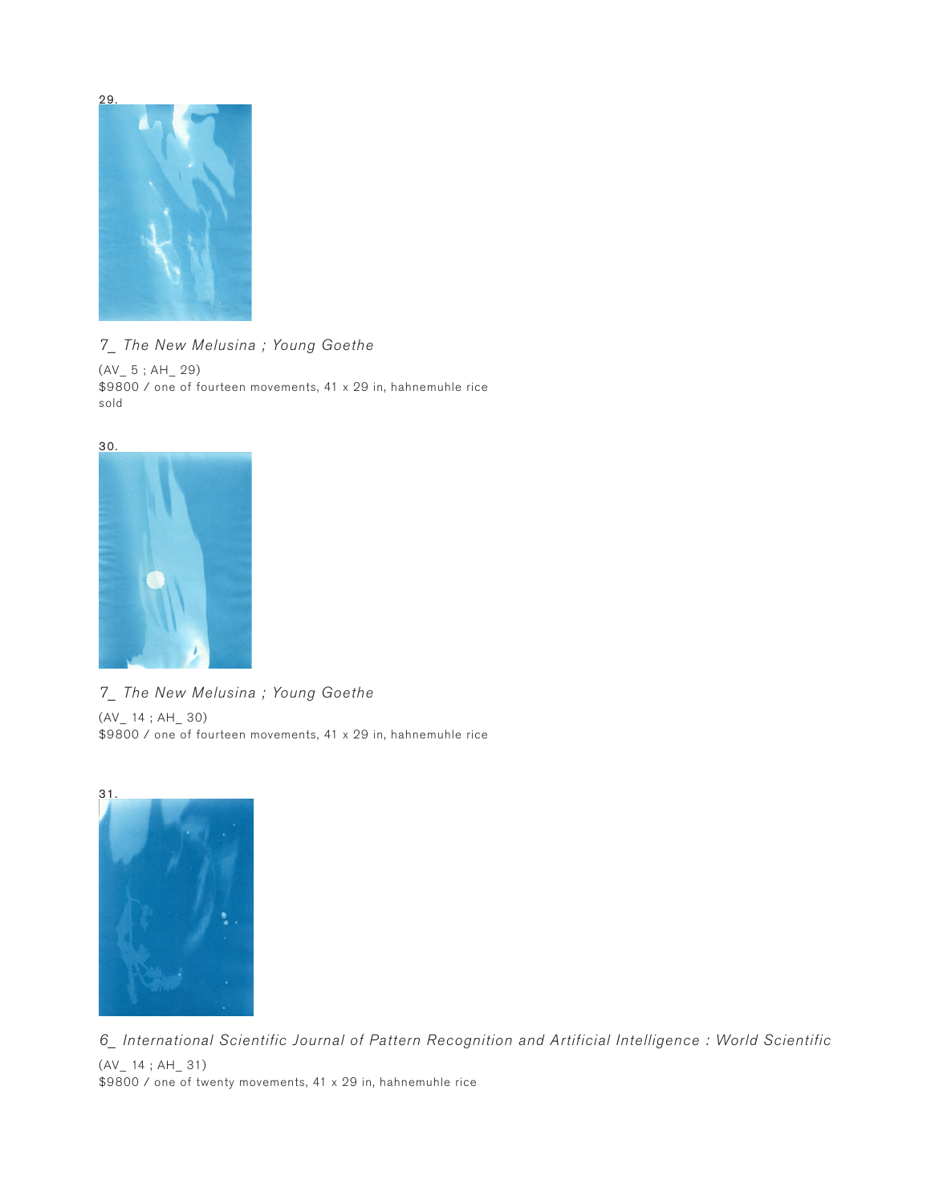29.

*7_ The New Melusina ; Young Goethe*

(AV_ 5 ; AH_ 29)
$9800 / one of fourteen movements, 41 x 29 in, hahnemuhle rice
sold

30.

*7_ The New Melusina ; Young Goethe*

(AV_ 14 ; AH_ 30)
$9800 / one of fourteen movements, 41 x 29 in, hahnemuhle rice

31.

*6_ International Scientific Journal of Pattern Recognition and Artificial Intelligence : World Scientific*

(AV_ 14 ; AH_ 31)
$9800 / one of twenty movements, 41 x 29 in, hahnemuhle rice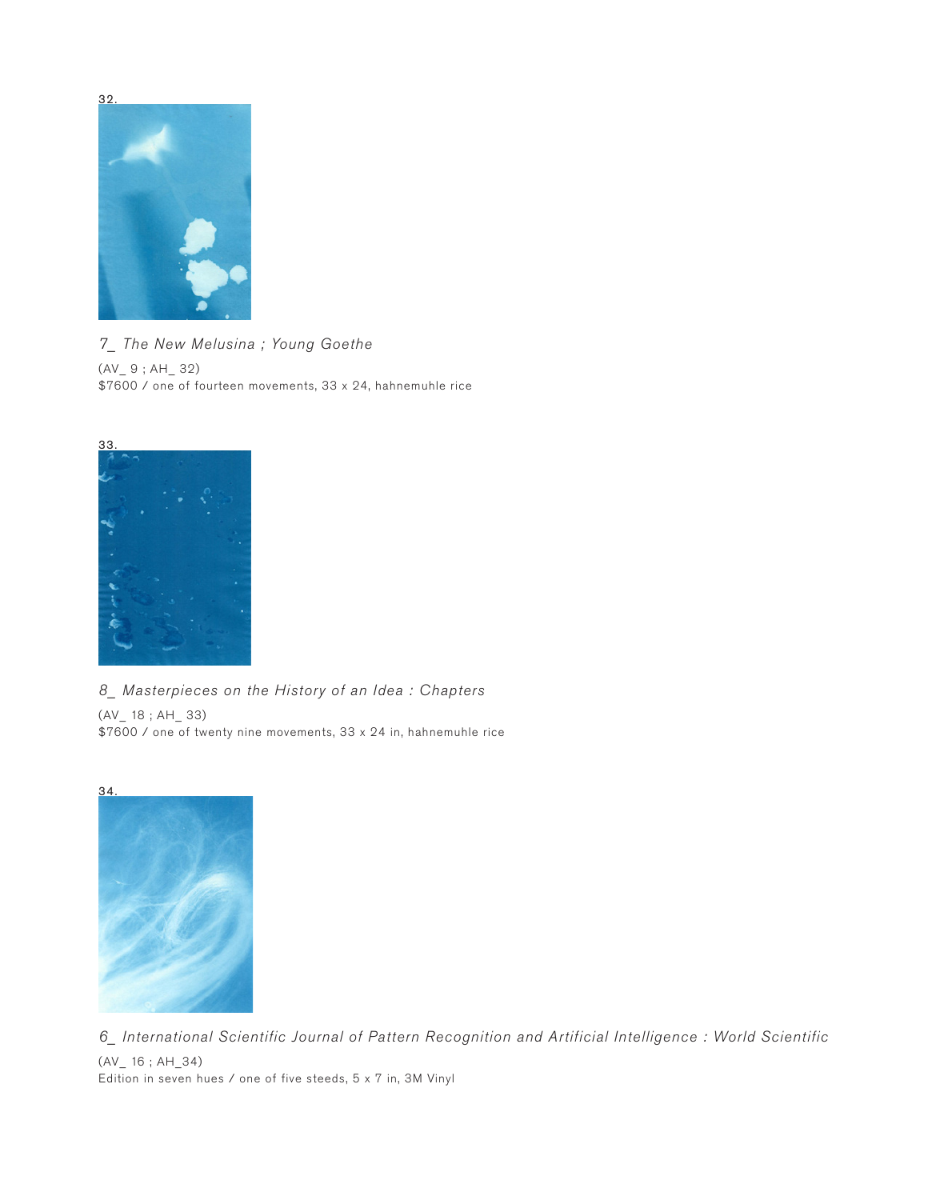32.

*7_ The New Melusina ; Young Goethe*

(AV_ 9 ; AH_ 32)
$7600 / one of fourteen movements, 33 x 24, hahnemuhle rice

33.

*8_ Masterpieces on the History of an Idea : Chapters*

(AV_ 18 ; AH_ 33)
$7600 / one of twenty nine movements, 33 x 24 in, hahnemuhle rice

34.

*6_ International Scientific Journal of Pattern Recognition and Artificial Intelligence : World Scientific*

(AV_ 16 ; AH_34)
Edition in seven hues / one of five steeds, 5 x 7 in, 3M Vinyl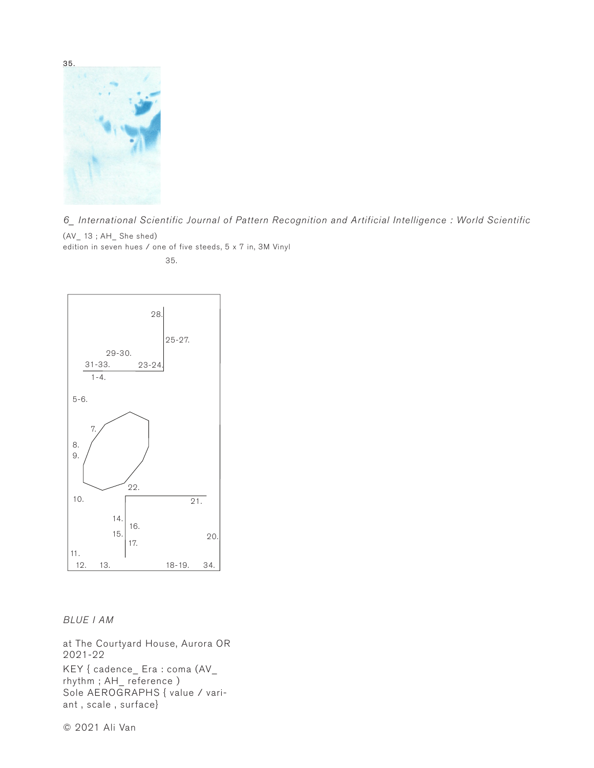35.

*6_ International Scientific Journal of Pattern Recognition and Artificial Intelligence : World Scientific*

(AV_ 13 ; AH_ She shed)
edition in seven hues / one of five steeds, 5 x 7 in, 3M Vinyl

35.

28.
25-27.
29-30.
31-33.
23-24.
1-4.
5-6.
7.
8.
9.
22.
10.
21.
14.
16.
15.
20.
17.
11.
12.
13.
18-19.
34.

*BLUE I AM*

at The Courtyard House, Aurora OR
2021-22
KEY { cadence_ Era : coma (AV_ rhythm ; AH_ reference )
Sole AEROGRAPHS { value / variant , scale , surface}

© 2021 Ali Van